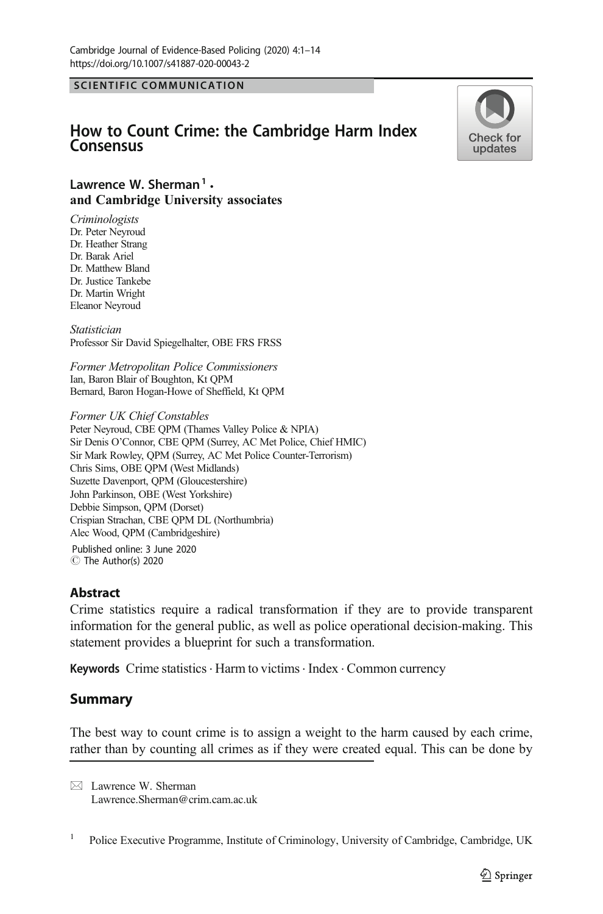SCIENTIFIC COMMUNICATION

# How to Count Crime: the Cambridge Harm Index Consensus

**Lawrence W. Sherman[1] · and Cambridge University associates**

*Criminologists*
Dr. Peter Neyroud
Dr. Heather Strang
Dr. Barak Ariel
Dr. Matthew Bland
Dr. Justice Tankebe
Dr. Martin Wright
Eleanor Neyroud

*Statistician*
Professor Sir David Spiegelhalter, OBE FRS FRSS

*Former Metropolitan Police Commissioners*
Ian, Baron Blair of Boughton, Kt QPM
Bernard, Baron Hogan-Howe of Sheffield, Kt QPM

*Former UK Chief Constables*
Peter Neyroud, CBE QPM (Thames Valley Police & NPIA)
Sir Denis O'Connor, CBE QPM (Surrey, AC Met Police, Chief HMIC)
Sir Mark Rowley, QPM (Surrey, AC Met Police Counter-Terrorism)
Chris Sims, OBE QPM (West Midlands)
Suzette Davenport, QPM (Gloucestershire)
John Parkinson, OBE (West Yorkshire)
Debbie Simpson, QPM (Dorset)
Crispian Strachan, CBE QPM DL (Northumbria)
Alec Wood, QPM (Cambridgeshire)

Published online: 3 June 2020
© The Author(s) 2020

## Abstract

Crime statistics require a radical transformation if they are to provide transparent information for the general public, as well as police operational decision-making. This statement provides a blueprint for such a transformation.

**Keywords** Crime statistics · Harm to victims · Index · Common currency

## Summary

The best way to count crime is to assign a weight to the harm caused by each crime, rather than by counting all crimes as if they were created equal. This can be done by

---

✉ Lawrence W. Sherman
Lawrence.Sherman@crim.cam.ac.uk

[1] Police Executive Programme, Institute of Criminology, University of Cambridge, Cambridge, UK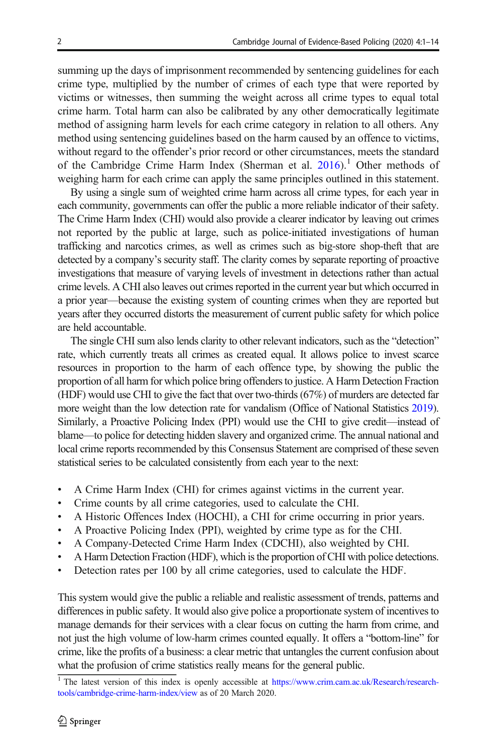summing up the days of imprisonment recommended by sentencing guidelines for each crime type, multiplied by the number of crimes of each type that were reported by victims or witnesses, then summing the weight across all crime types to equal total crime harm. Total harm can also be calibrated by any other democratically legitimate method of assigning harm levels for each crime category in relation to all others. Any method using sentencing guidelines based on the harm caused by an offence to victims, without regard to the offender's prior record or other circumstances, meets the standard of the Cambridge Crime Harm Index (Sherman et al. 2016).[1] Other methods of weighing harm for each crime can apply the same principles outlined in this statement.

By using a single sum of weighted crime harm across all crime types, for each year in each community, governments can offer the public a more reliable indicator of their safety. The Crime Harm Index (CHI) would also provide a clearer indicator by leaving out crimes not reported by the public at large, such as police-initiated investigations of human trafficking and narcotics crimes, as well as crimes such as big-store shop-theft that are detected by a company's security staff. The clarity comes by separate reporting of proactive investigations that measure of varying levels of investment in detections rather than actual crime levels. A CHI also leaves out crimes reported in the current year but which occurred in a prior year—because the existing system of counting crimes when they are reported but years after they occurred distorts the measurement of current public safety for which police are held accountable.

The single CHI sum also lends clarity to other relevant indicators, such as the "detection" rate, which currently treats all crimes as created equal. It allows police to invest scarce resources in proportion to the harm of each offence type, by showing the public the proportion of all harm for which police bring offenders to justice. A Harm Detection Fraction (HDF) would use CHI to give the fact that over two-thirds (67%) of murders are detected far more weight than the low detection rate for vandalism (Office of National Statistics 2019). Similarly, a Proactive Policing Index (PPI) would use the CHI to give credit—instead of blame—to police for detecting hidden slavery and organized crime. The annual national and local crime reports recommended by this Consensus Statement are comprised of these seven statistical series to be calculated consistently from each year to the next:

- A Crime Harm Index (CHI) for crimes against victims in the current year.
- Crime counts by all crime categories, used to calculate the CHI.
- A Historic Offences Index (HOCHI), a CHI for crime occurring in prior years.
- A Proactive Policing Index (PPI), weighted by crime type as for the CHI.
- A Company-Detected Crime Harm Index (CDCHI), also weighted by CHI.
- A Harm Detection Fraction (HDF), which is the proportion of CHI with police detections.
- Detection rates per 100 by all crime categories, used to calculate the HDF.

This system would give the public a reliable and realistic assessment of trends, patterns and differences in public safety. It would also give police a proportionate system of incentives to manage demands for their services with a clear focus on cutting the harm from crime, and not just the high volume of low-harm crimes counted equally. It offers a "bottom-line" for crime, like the profits of a business: a clear metric that untangles the current confusion about what the profusion of crime statistics really means for the general public.

[1] The latest version of this index is openly accessible at https://www.crim.cam.ac.uk/Research/research-tools/cambridge-crime-harm-index/view as of 20 March 2020.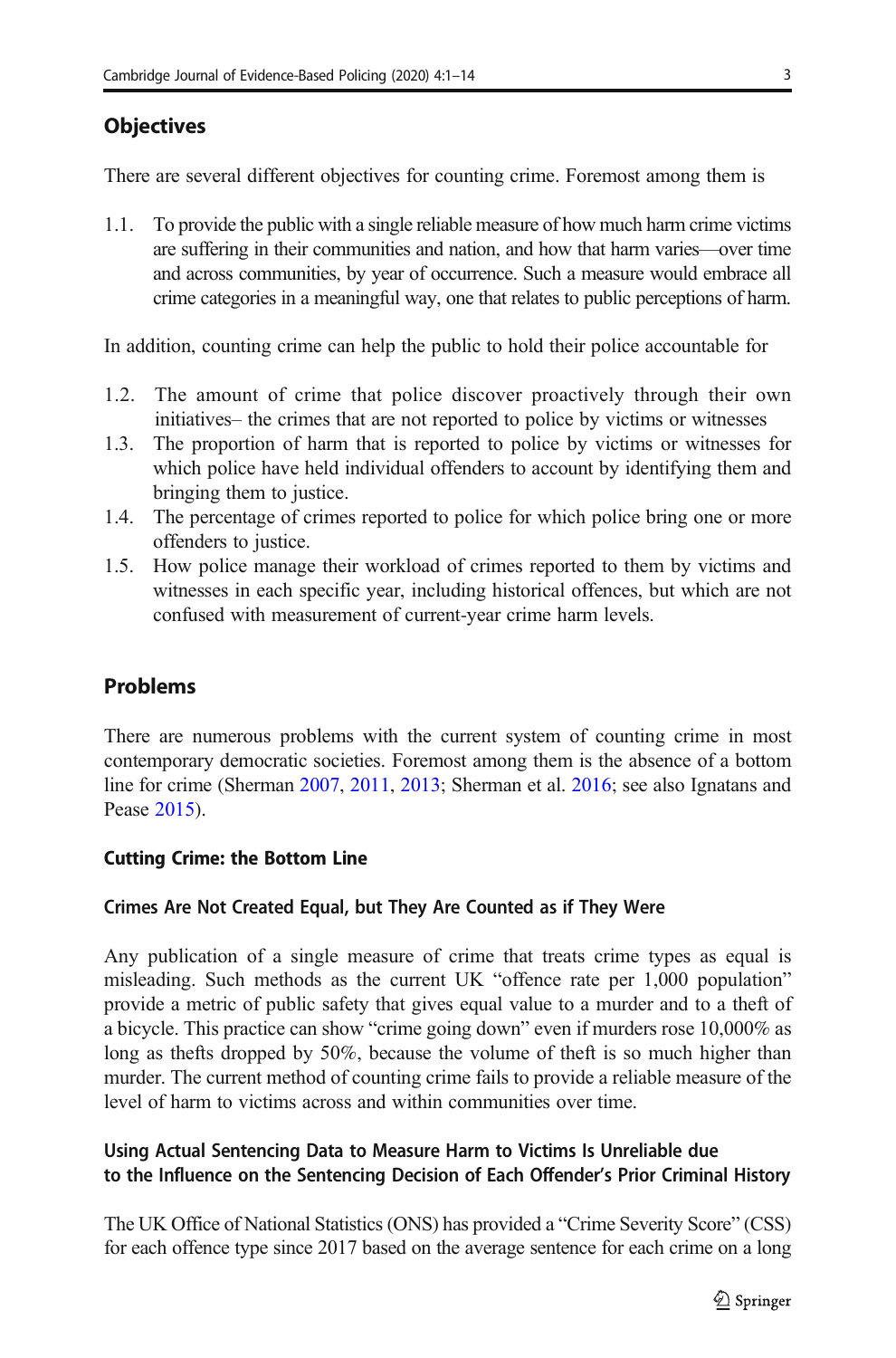## Objectives

There are several different objectives for counting crime. Foremost among them is

1.1. To provide the public with a single reliable measure of how much harm crime victims are suffering in their communities and nation, and how that harm varies—over time and across communities, by year of occurrence. Such a measure would embrace all crime categories in a meaningful way, one that relates to public perceptions of harm.

In addition, counting crime can help the public to hold their police accountable for

1.2. The amount of crime that police discover proactively through their own initiatives– the crimes that are not reported to police by victims or witnesses
1.3. The proportion of harm that is reported to police by victims or witnesses for which police have held individual offenders to account by identifying them and bringing them to justice.
1.4. The percentage of crimes reported to police for which police bring one or more offenders to justice.
1.5. How police manage their workload of crimes reported to them by victims and witnesses in each specific year, including historical offences, but which are not confused with measurement of current-year crime harm levels.

## Problems

There are numerous problems with the current system of counting crime in most contemporary democratic societies. Foremost among them is the absence of a bottom line for crime (Sherman 2007, 2011, 2013; Sherman et al. 2016; see also Ignatans and Pease 2015).

### Cutting Crime: the Bottom Line

#### Crimes Are Not Created Equal, but They Are Counted as if They Were

Any publication of a single measure of crime that treats crime types as equal is misleading. Such methods as the current UK "offence rate per 1,000 population" provide a metric of public safety that gives equal value to a murder and to a theft of a bicycle. This practice can show "crime going down" even if murders rose 10,000% as long as thefts dropped by 50%, because the volume of theft is so much higher than murder. The current method of counting crime fails to provide a reliable measure of the level of harm to victims across and within communities over time.

#### Using Actual Sentencing Data to Measure Harm to Victims Is Unreliable due to the Influence on the Sentencing Decision of Each Offender's Prior Criminal History

The UK Office of National Statistics (ONS) has provided a "Crime Severity Score" (CSS) for each offence type since 2017 based on the average sentence for each crime on a long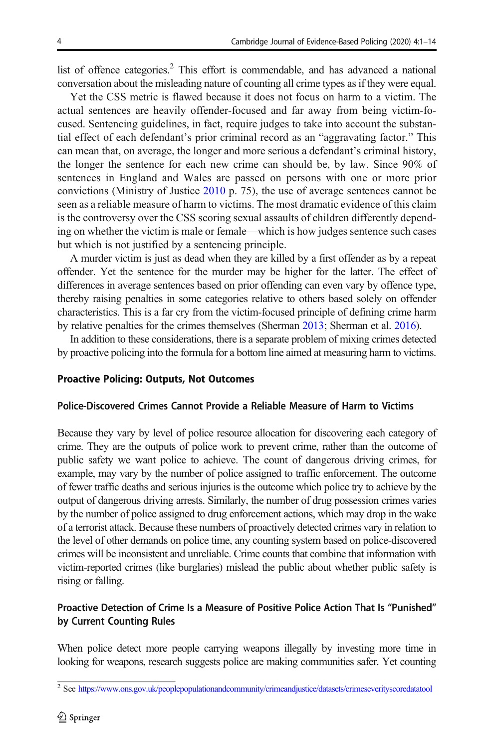list of offence categories.[2] This effort is commendable, and has advanced a national conversation about the misleading nature of counting all crime types as if they were equal.

Yet the CSS metric is flawed because it does not focus on harm to a victim. The actual sentences are heavily offender-focused and far away from being victim-focused. Sentencing guidelines, in fact, require judges to take into account the substantial effect of each defendant's prior criminal record as an "aggravating factor." This can mean that, on average, the longer and more serious a defendant's criminal history, the longer the sentence for each new crime can should be, by law. Since 90% of sentences in England and Wales are passed on persons with one or more prior convictions (Ministry of Justice 2010 p. 75), the use of average sentences cannot be seen as a reliable measure of harm to victims. The most dramatic evidence of this claim is the controversy over the CSS scoring sexual assaults of children differently depending on whether the victim is male or female—which is how judges sentence such cases but which is not justified by a sentencing principle.

A murder victim is just as dead when they are killed by a first offender as by a repeat offender. Yet the sentence for the murder may be higher for the latter. The effect of differences in average sentences based on prior offending can even vary by offence type, thereby raising penalties in some categories relative to others based solely on offender characteristics. This is a far cry from the victim-focused principle of defining crime harm by relative penalties for the crimes themselves (Sherman 2013; Sherman et al. 2016).

In addition to these considerations, there is a separate problem of mixing crimes detected by proactive policing into the formula for a bottom line aimed at measuring harm to victims.

## Proactive Policing: Outputs, Not Outcomes

### Police-Discovered Crimes Cannot Provide a Reliable Measure of Harm to Victims

Because they vary by level of police resource allocation for discovering each category of crime. They are the outputs of police work to prevent crime, rather than the outcome of public safety we want police to achieve. The count of dangerous driving crimes, for example, may vary by the number of police assigned to traffic enforcement. The outcome of fewer traffic deaths and serious injuries is the outcome which police try to achieve by the output of dangerous driving arrests. Similarly, the number of drug possession crimes varies by the number of police assigned to drug enforcement actions, which may drop in the wake of a terrorist attack. Because these numbers of proactively detected crimes vary in relation to the level of other demands on police time, any counting system based on police-discovered crimes will be inconsistent and unreliable. Crime counts that combine that information with victim-reported crimes (like burglaries) mislead the public about whether public safety is rising or falling.

### Proactive Detection of Crime Is a Measure of Positive Police Action That Is "Punished" by Current Counting Rules

When police detect more people carrying weapons illegally by investing more time in looking for weapons, research suggests police are making communities safer. Yet counting

[2] See https://www.ons.gov.uk/peoplepopulationandcommunity/crimeandjustice/datasets/crimeseverityscoredatatool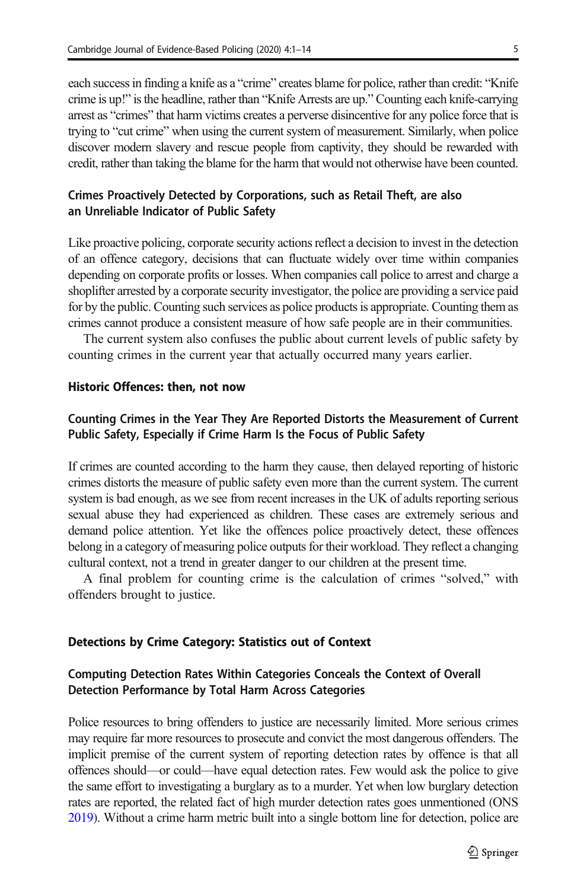each success in finding a knife as a "crime" creates blame for police, rather than credit: "Knife crime is up!" is the headline, rather than "Knife Arrests are up." Counting each knife-carrying arrest as "crimes" that harm victims creates a perverse disincentive for any police force that is trying to "cut crime" when using the current system of measurement. Similarly, when police discover modern slavery and rescue people from captivity, they should be rewarded with credit, rather than taking the blame for the harm that would not otherwise have been counted.

### Crimes Proactively Detected by Corporations, such as Retail Theft, are also an Unreliable Indicator of Public Safety

Like proactive policing, corporate security actions reflect a decision to invest in the detection of an offence category, decisions that can fluctuate widely over time within companies depending on corporate profits or losses. When companies call police to arrest and charge a shoplifter arrested by a corporate security investigator, the police are providing a service paid for by the public. Counting such services as police products is appropriate. Counting them as crimes cannot produce a consistent measure of how safe people are in their communities.

The current system also confuses the public about current levels of public safety by counting crimes in the current year that actually occurred many years earlier.

## Historic Offences: then, not now

### Counting Crimes in the Year They Are Reported Distorts the Measurement of Current Public Safety, Especially if Crime Harm Is the Focus of Public Safety

If crimes are counted according to the harm they cause, then delayed reporting of historic crimes distorts the measure of public safety even more than the current system. The current system is bad enough, as we see from recent increases in the UK of adults reporting serious sexual abuse they had experienced as children. These cases are extremely serious and demand police attention. Yet like the offences police proactively detect, these offences belong in a category of measuring police outputs for their workload. They reflect a changing cultural context, not a trend in greater danger to our children at the present time.

A final problem for counting crime is the calculation of crimes "solved," with offenders brought to justice.

## Detections by Crime Category: Statistics out of Context

### Computing Detection Rates Within Categories Conceals the Context of Overall Detection Performance by Total Harm Across Categories

Police resources to bring offenders to justice are necessarily limited. More serious crimes may require far more resources to prosecute and convict the most dangerous offenders. The implicit premise of the current system of reporting detection rates by offence is that all offences should—or could—have equal detection rates. Few would ask the police to give the same effort to investigating a burglary as to a murder. Yet when low burglary detection rates are reported, the related fact of high murder detection rates goes unmentioned (ONS 2019). Without a crime harm metric built into a single bottom line for detection, police are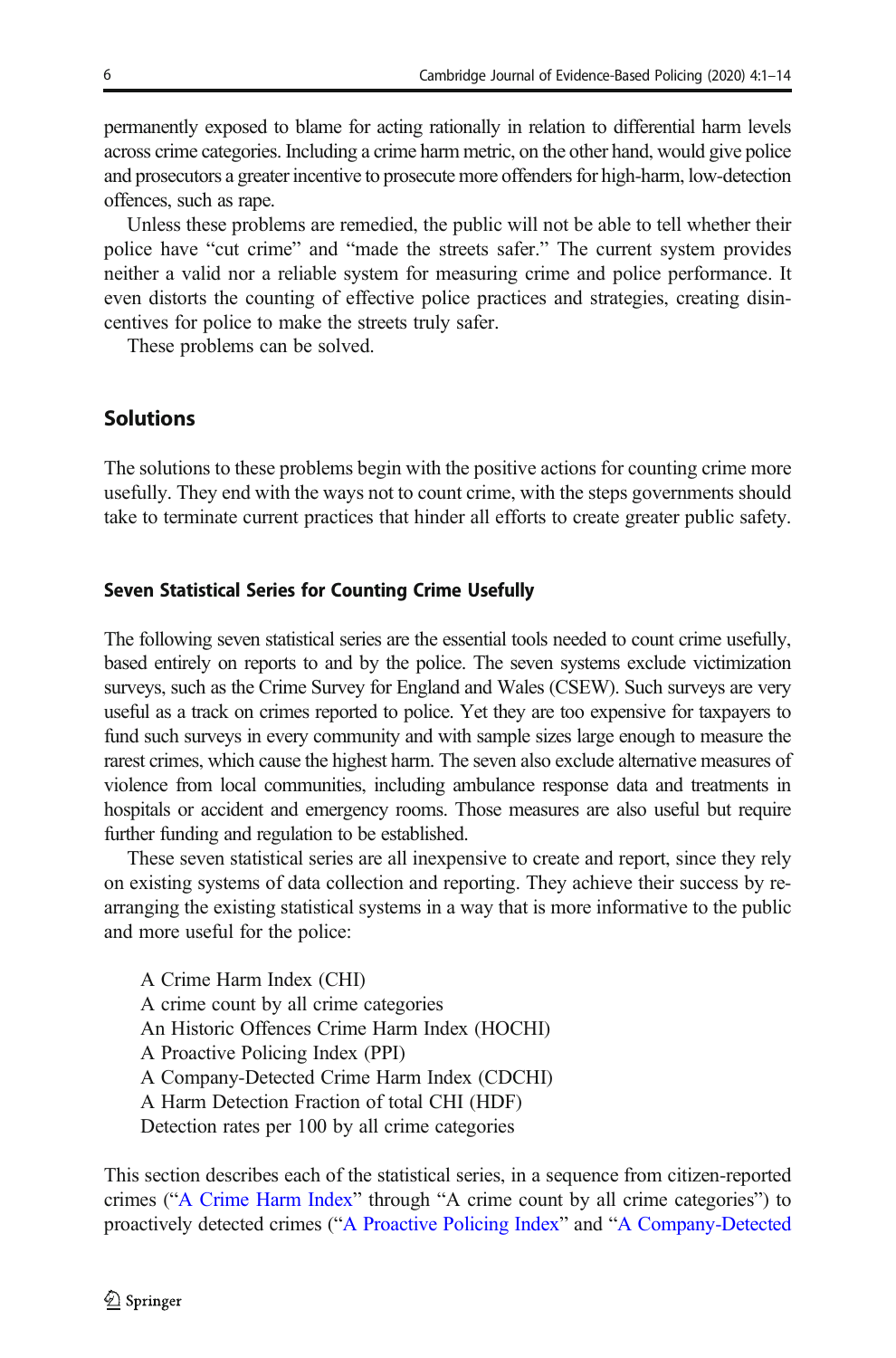permanently exposed to blame for acting rationally in relation to differential harm levels across crime categories. Including a crime harm metric, on the other hand, would give police and prosecutors a greater incentive to prosecute more offenders for high-harm, low-detection offences, such as rape.

Unless these problems are remedied, the public will not be able to tell whether their police have "cut crime" and "made the streets safer." The current system provides neither a valid nor a reliable system for measuring crime and police performance. It even distorts the counting of effective police practices and strategies, creating disincentives for police to make the streets truly safer.

These problems can be solved.

## Solutions

The solutions to these problems begin with the positive actions for counting crime more usefully. They end with the ways not to count crime, with the steps governments should take to terminate current practices that hinder all efforts to create greater public safety.

### Seven Statistical Series for Counting Crime Usefully

The following seven statistical series are the essential tools needed to count crime usefully, based entirely on reports to and by the police. The seven systems exclude victimization surveys, such as the Crime Survey for England and Wales (CSEW). Such surveys are very useful as a track on crimes reported to police. Yet they are too expensive for taxpayers to fund such surveys in every community and with sample sizes large enough to measure the rarest crimes, which cause the highest harm. The seven also exclude alternative measures of violence from local communities, including ambulance response data and treatments in hospitals or accident and emergency rooms. Those measures are also useful but require further funding and regulation to be established.

These seven statistical series are all inexpensive to create and report, since they rely on existing systems of data collection and reporting. They achieve their success by re-arranging the existing statistical systems in a way that is more informative to the public and more useful for the police:

A Crime Harm Index (CHI)
A crime count by all crime categories
An Historic Offences Crime Harm Index (HOCHI)
A Proactive Policing Index (PPI)
A Company-Detected Crime Harm Index (CDCHI)
A Harm Detection Fraction of total CHI (HDF)
Detection rates per 100 by all crime categories

This section describes each of the statistical series, in a sequence from citizen-reported crimes ("A Crime Harm Index" through "A crime count by all crime categories") to proactively detected crimes ("A Proactive Policing Index" and "A Company-Detected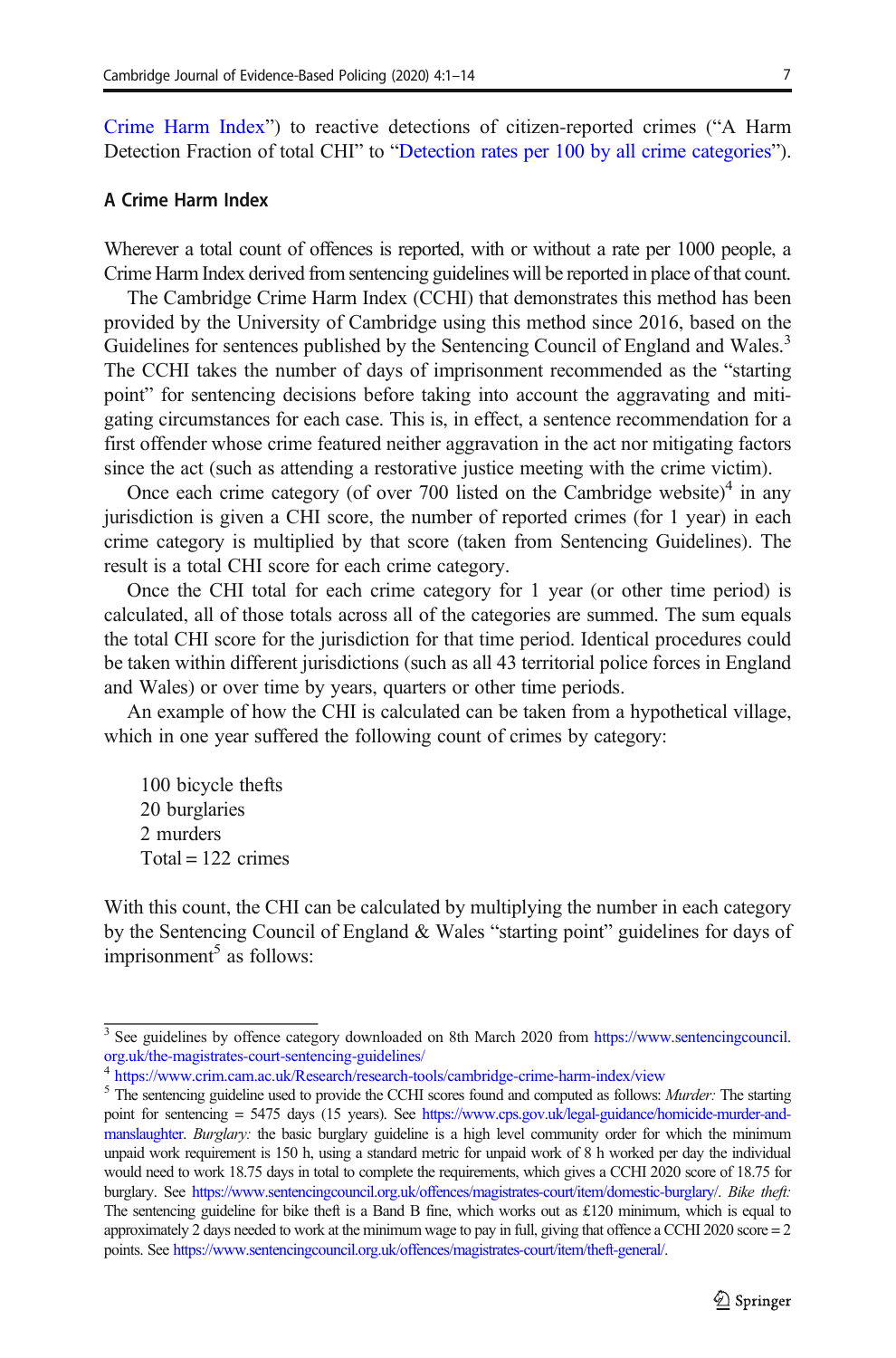Crime Harm Index") to reactive detections of citizen-reported crimes ("A Harm Detection Fraction of total CHI" to "Detection rates per 100 by all crime categories").

### A Crime Harm Index

Wherever a total count of offences is reported, with or without a rate per 1000 people, a Crime Harm Index derived from sentencing guidelines will be reported in place of that count.

The Cambridge Crime Harm Index (CCHI) that demonstrates this method has been provided by the University of Cambridge using this method since 2016, based on the Guidelines for sentences published by the Sentencing Council of England and Wales.[3] The CCHI takes the number of days of imprisonment recommended as the "starting point" for sentencing decisions before taking into account the aggravating and mitigating circumstances for each case. This is, in effect, a sentence recommendation for a first offender whose crime featured neither aggravation in the act nor mitigating factors since the act (such as attending a restorative justice meeting with the crime victim).

Once each crime category (of over 700 listed on the Cambridge website)[4] in any jurisdiction is given a CHI score, the number of reported crimes (for 1 year) in each crime category is multiplied by that score (taken from Sentencing Guidelines). The result is a total CHI score for each crime category.

Once the CHI total for each crime category for 1 year (or other time period) is calculated, all of those totals across all of the categories are summed. The sum equals the total CHI score for the jurisdiction for that time period. Identical procedures could be taken within different jurisdictions (such as all 43 territorial police forces in England and Wales) or over time by years, quarters or other time periods.

An example of how the CHI is calculated can be taken from a hypothetical village, which in one year suffered the following count of crimes by category:

100 bicycle thefts
20 burglaries
2 murders
Total = 122 crimes

With this count, the CHI can be calculated by multiplying the number in each category by the Sentencing Council of England & Wales "starting point" guidelines for days of imprisonment[5] as follows:

---

[3] See guidelines by offence category downloaded on 8th March 2020 from https://www.sentencingcouncil.org.uk/the-magistrates-court-sentencing-guidelines/

[4] https://www.crim.cam.ac.uk/Research/research-tools/cambridge-crime-harm-index/view

[5] The sentencing guideline used to provide the CCHI scores found and computed as follows: *Murder:* The starting point for sentencing = 5475 days (15 years). See https://www.cps.gov.uk/legal-guidance/homicide-murder-and-manslaughter. *Burglary:* the basic burglary guideline is a high level community order for which the minimum unpaid work requirement is 150 h, using a standard metric for unpaid work of 8 h worked per day the individual would need to work 18.75 days in total to complete the requirements, which gives a CCHI 2020 score of 18.75 for burglary. See https://www.sentencingcouncil.org.uk/offences/magistrates-court/item/domestic-burglary/. *Bike theft:* The sentencing guideline for bike theft is a Band B fine, which works out as £120 minimum, which is equal to approximately 2 days needed to work at the minimum wage to pay in full, giving that offence a CCHI 2020 score = 2 points. See https://www.sentencingcouncil.org.uk/offences/magistrates-court/item/theft-general/.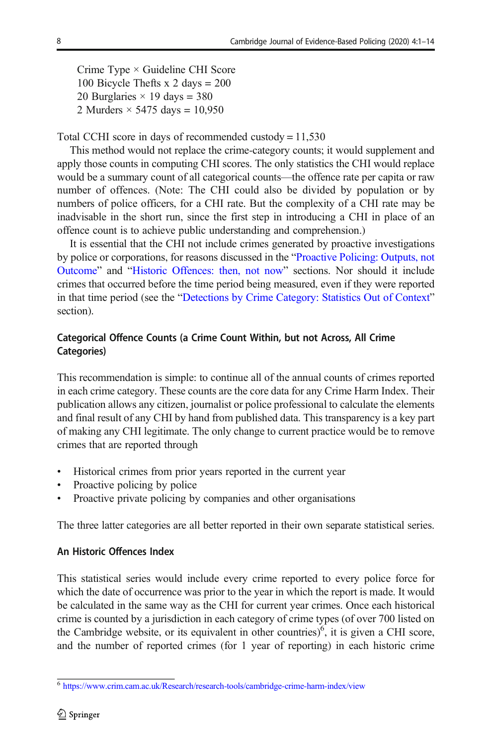Crime Type × Guideline CHI Score
100 Bicycle Thefts x 2 days = 200
20 Burglaries × 19 days = 380
2 Murders × 5475 days = 10,950

Total CCHI score in days of recommended custody = 11,530

This method would not replace the crime-category counts; it would supplement and apply those counts in computing CHI scores. The only statistics the CHI would replace would be a summary count of all categorical counts—the offence rate per capita or raw number of offences. (Note: The CHI could also be divided by population or by numbers of police officers, for a CHI rate. But the complexity of a CHI rate may be inadvisable in the short run, since the first step in introducing a CHI in place of an offence count is to achieve public understanding and comprehension.)

It is essential that the CHI not include crimes generated by proactive investigations by police or corporations, for reasons discussed in the "Proactive Policing: Outputs, not Outcome" and "Historic Offences: then, not now" sections. Nor should it include crimes that occurred before the time period being measured, even if they were reported in that time period (see the "Detections by Crime Category: Statistics Out of Context" section).

### Categorical Offence Counts (a Crime Count Within, but not Across, All Crime Categories)

This recommendation is simple: to continue all of the annual counts of crimes reported in each crime category. These counts are the core data for any Crime Harm Index. Their publication allows any citizen, journalist or police professional to calculate the elements and final result of any CHI by hand from published data. This transparency is a key part of making any CHI legitimate. The only change to current practice would be to remove crimes that are reported through

- Historical crimes from prior years reported in the current year
- Proactive policing by police
- Proactive private policing by companies and other organisations

The three latter categories are all better reported in their own separate statistical series.

### An Historic Offences Index

This statistical series would include every crime reported to every police force for which the date of occurrence was prior to the year in which the report is made. It would be calculated in the same way as the CHI for current year crimes. Once each historical crime is counted by a jurisdiction in each category of crime types (of over 700 listed on the Cambridge website, or its equivalent in other countries)[6], it is given a CHI score, and the number of reported crimes (for 1 year of reporting) in each historic crime

[6] https://www.crim.cam.ac.uk/Research/research-tools/cambridge-crime-harm-index/view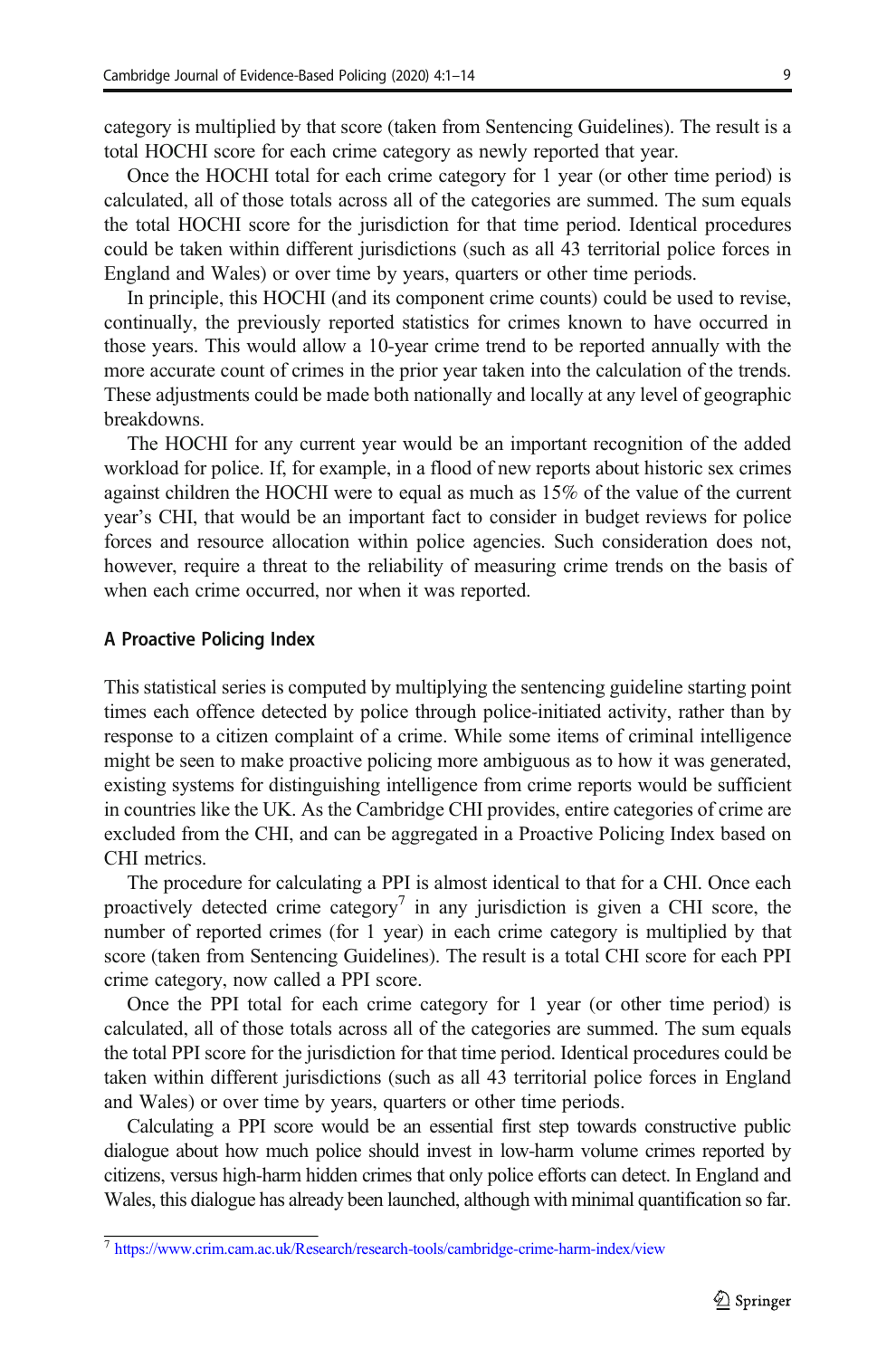category is multiplied by that score (taken from Sentencing Guidelines). The result is a total HOCHI score for each crime category as newly reported that year.

Once the HOCHI total for each crime category for 1 year (or other time period) is calculated, all of those totals across all of the categories are summed. The sum equals the total HOCHI score for the jurisdiction for that time period. Identical procedures could be taken within different jurisdictions (such as all 43 territorial police forces in England and Wales) or over time by years, quarters or other time periods.

In principle, this HOCHI (and its component crime counts) could be used to revise, continually, the previously reported statistics for crimes known to have occurred in those years. This would allow a 10-year crime trend to be reported annually with the more accurate count of crimes in the prior year taken into the calculation of the trends. These adjustments could be made both nationally and locally at any level of geographic breakdowns.

The HOCHI for any current year would be an important recognition of the added workload for police. If, for example, in a flood of new reports about historic sex crimes against children the HOCHI were to equal as much as 15% of the value of the current year's CHI, that would be an important fact to consider in budget reviews for police forces and resource allocation within police agencies. Such consideration does not, however, require a threat to the reliability of measuring crime trends on the basis of when each crime occurred, nor when it was reported.

### A Proactive Policing Index

This statistical series is computed by multiplying the sentencing guideline starting point times each offence detected by police through police-initiated activity, rather than by response to a citizen complaint of a crime. While some items of criminal intelligence might be seen to make proactive policing more ambiguous as to how it was generated, existing systems for distinguishing intelligence from crime reports would be sufficient in countries like the UK. As the Cambridge CHI provides, entire categories of crime are excluded from the CHI, and can be aggregated in a Proactive Policing Index based on CHI metrics.

The procedure for calculating a PPI is almost identical to that for a CHI. Once each proactively detected crime category[7] in any jurisdiction is given a CHI score, the number of reported crimes (for 1 year) in each crime category is multiplied by that score (taken from Sentencing Guidelines). The result is a total CHI score for each PPI crime category, now called a PPI score.

Once the PPI total for each crime category for 1 year (or other time period) is calculated, all of those totals across all of the categories are summed. The sum equals the total PPI score for the jurisdiction for that time period. Identical procedures could be taken within different jurisdictions (such as all 43 territorial police forces in England and Wales) or over time by years, quarters or other time periods.

Calculating a PPI score would be an essential first step towards constructive public dialogue about how much police should invest in low-harm volume crimes reported by citizens, versus high-harm hidden crimes that only police efforts can detect. In England and Wales, this dialogue has already been launched, although with minimal quantification so far.

---

[7] https://www.crim.cam.ac.uk/Research/research-tools/cambridge-crime-harm-index/view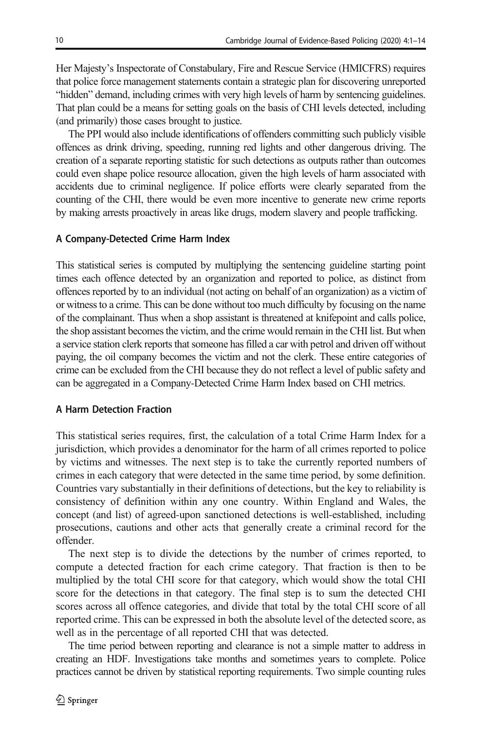Her Majesty's Inspectorate of Constabulary, Fire and Rescue Service (HMICFRS) requires that police force management statements contain a strategic plan for discovering unreported "hidden" demand, including crimes with very high levels of harm by sentencing guidelines. That plan could be a means for setting goals on the basis of CHI levels detected, including (and primarily) those cases brought to justice.

The PPI would also include identifications of offenders committing such publicly visible offences as drink driving, speeding, running red lights and other dangerous driving. The creation of a separate reporting statistic for such detections as outputs rather than outcomes could even shape police resource allocation, given the high levels of harm associated with accidents due to criminal negligence. If police efforts were clearly separated from the counting of the CHI, there would be even more incentive to generate new crime reports by making arrests proactively in areas like drugs, modern slavery and people trafficking.

### A Company-Detected Crime Harm Index

This statistical series is computed by multiplying the sentencing guideline starting point times each offence detected by an organization and reported to police, as distinct from offences reported by to an individual (not acting on behalf of an organization) as a victim of or witness to a crime. This can be done without too much difficulty by focusing on the name of the complainant. Thus when a shop assistant is threatened at knifepoint and calls police, the shop assistant becomes the victim, and the crime would remain in the CHI list. But when a service station clerk reports that someone has filled a car with petrol and driven off without paying, the oil company becomes the victim and not the clerk. These entire categories of crime can be excluded from the CHI because they do not reflect a level of public safety and can be aggregated in a Company-Detected Crime Harm Index based on CHI metrics.

### A Harm Detection Fraction

This statistical series requires, first, the calculation of a total Crime Harm Index for a jurisdiction, which provides a denominator for the harm of all crimes reported to police by victims and witnesses. The next step is to take the currently reported numbers of crimes in each category that were detected in the same time period, by some definition. Countries vary substantially in their definitions of detections, but the key to reliability is consistency of definition within any one country. Within England and Wales, the concept (and list) of agreed-upon sanctioned detections is well-established, including prosecutions, cautions and other acts that generally create a criminal record for the offender.

The next step is to divide the detections by the number of crimes reported, to compute a detected fraction for each crime category. That fraction is then to be multiplied by the total CHI score for that category, which would show the total CHI score for the detections in that category. The final step is to sum the detected CHI scores across all offence categories, and divide that total by the total CHI score of all reported crime. This can be expressed in both the absolute level of the detected score, as well as in the percentage of all reported CHI that was detected.

The time period between reporting and clearance is not a simple matter to address in creating an HDF. Investigations take months and sometimes years to complete. Police practices cannot be driven by statistical reporting requirements. Two simple counting rules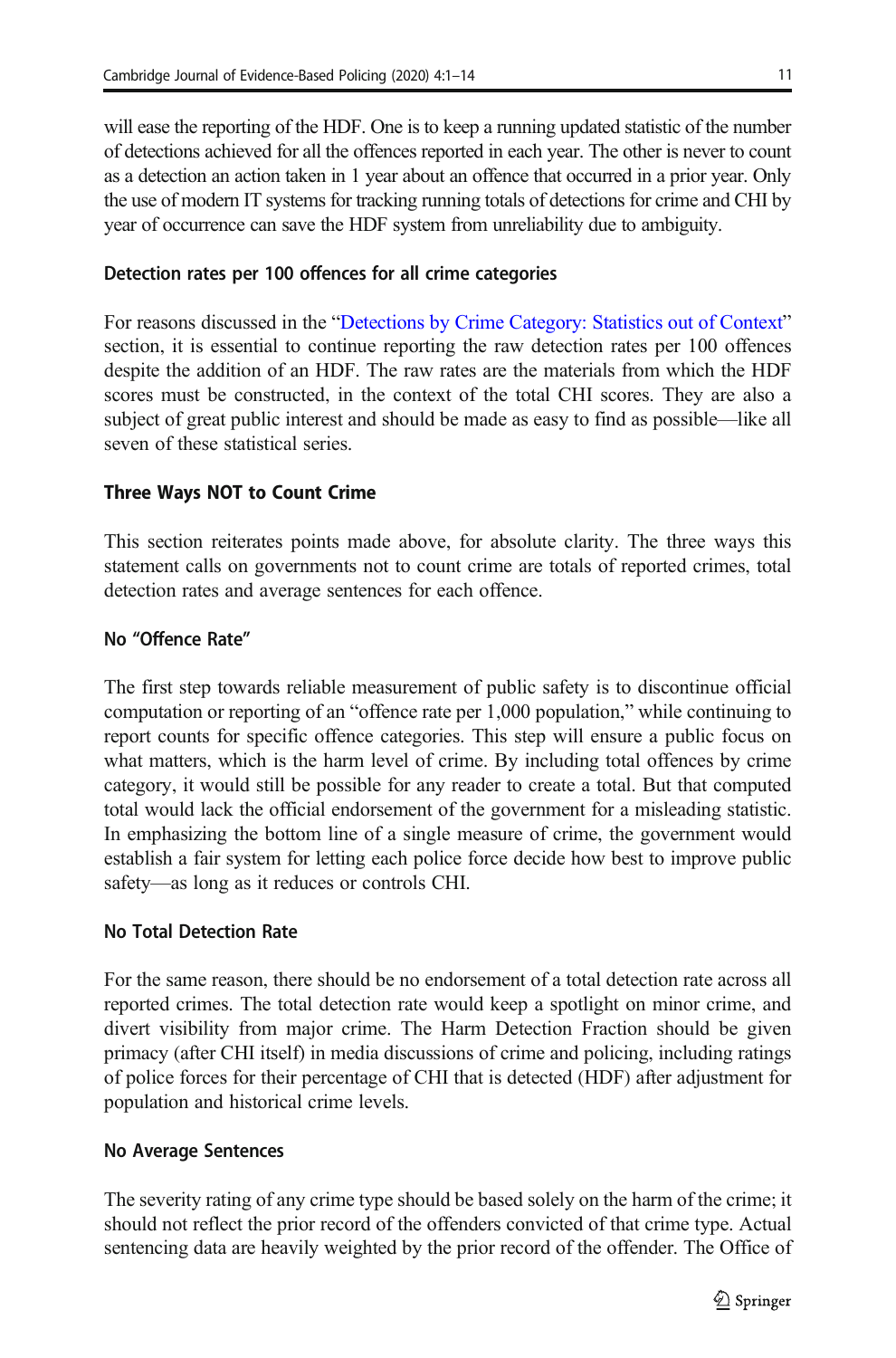will ease the reporting of the HDF. One is to keep a running updated statistic of the number of detections achieved for all the offences reported in each year. The other is never to count as a detection an action taken in 1 year about an offence that occurred in a prior year. Only the use of modern IT systems for tracking running totals of detections for crime and CHI by year of occurrence can save the HDF system from unreliability due to ambiguity.

### Detection rates per 100 offences for all crime categories

For reasons discussed in the "Detections by Crime Category: Statistics out of Context" section, it is essential to continue reporting the raw detection rates per 100 offences despite the addition of an HDF. The raw rates are the materials from which the HDF scores must be constructed, in the context of the total CHI scores. They are also a subject of great public interest and should be made as easy to find as possible—like all seven of these statistical series.

## Three Ways NOT to Count Crime

This section reiterates points made above, for absolute clarity. The three ways this statement calls on governments not to count crime are totals of reported crimes, total detection rates and average sentences for each offence.

### No "Offence Rate"

The first step towards reliable measurement of public safety is to discontinue official computation or reporting of an "offence rate per 1,000 population," while continuing to report counts for specific offence categories. This step will ensure a public focus on what matters, which is the harm level of crime. By including total offences by crime category, it would still be possible for any reader to create a total. But that computed total would lack the official endorsement of the government for a misleading statistic. In emphasizing the bottom line of a single measure of crime, the government would establish a fair system for letting each police force decide how best to improve public safety—as long as it reduces or controls CHI.

### No Total Detection Rate

For the same reason, there should be no endorsement of a total detection rate across all reported crimes. The total detection rate would keep a spotlight on minor crime, and divert visibility from major crime. The Harm Detection Fraction should be given primacy (after CHI itself) in media discussions of crime and policing, including ratings of police forces for their percentage of CHI that is detected (HDF) after adjustment for population and historical crime levels.

### No Average Sentences

The severity rating of any crime type should be based solely on the harm of the crime; it should not reflect the prior record of the offenders convicted of that crime type. Actual sentencing data are heavily weighted by the prior record of the offender. The Office of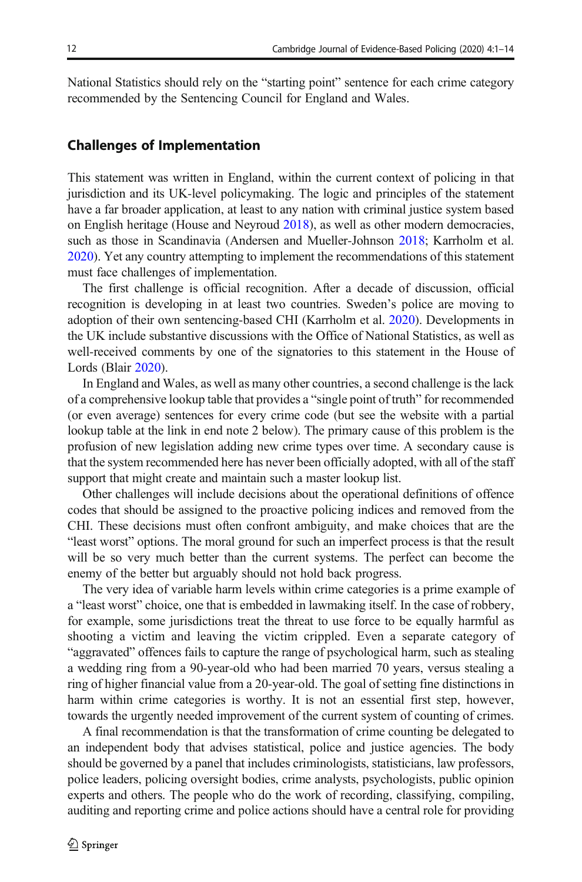National Statistics should rely on the "starting point" sentence for each crime category recommended by the Sentencing Council for England and Wales.

## Challenges of Implementation

This statement was written in England, within the current context of policing in that jurisdiction and its UK-level policymaking. The logic and principles of the statement have a far broader application, at least to any nation with criminal justice system based on English heritage (House and Neyroud 2018), as well as other modern democracies, such as those in Scandinavia (Andersen and Mueller-Johnson 2018; Karrholm et al. 2020). Yet any country attempting to implement the recommendations of this statement must face challenges of implementation.

The first challenge is official recognition. After a decade of discussion, official recognition is developing in at least two countries. Sweden's police are moving to adoption of their own sentencing-based CHI (Karrholm et al. 2020). Developments in the UK include substantive discussions with the Office of National Statistics, as well as well-received comments by one of the signatories to this statement in the House of Lords (Blair 2020).

In England and Wales, as well as many other countries, a second challenge is the lack of a comprehensive lookup table that provides a "single point of truth" for recommended (or even average) sentences for every crime code (but see the website with a partial lookup table at the link in end note 2 below). The primary cause of this problem is the profusion of new legislation adding new crime types over time. A secondary cause is that the system recommended here has never been officially adopted, with all of the staff support that might create and maintain such a master lookup list.

Other challenges will include decisions about the operational definitions of offence codes that should be assigned to the proactive policing indices and removed from the CHI. These decisions must often confront ambiguity, and make choices that are the "least worst" options. The moral ground for such an imperfect process is that the result will be so very much better than the current systems. The perfect can become the enemy of the better but arguably should not hold back progress.

The very idea of variable harm levels within crime categories is a prime example of a "least worst" choice, one that is embedded in lawmaking itself. In the case of robbery, for example, some jurisdictions treat the threat to use force to be equally harmful as shooting a victim and leaving the victim crippled. Even a separate category of "aggravated" offences fails to capture the range of psychological harm, such as stealing a wedding ring from a 90-year-old who had been married 70 years, versus stealing a ring of higher financial value from a 20-year-old. The goal of setting fine distinctions in harm within crime categories is worthy. It is not an essential first step, however, towards the urgently needed improvement of the current system of counting of crimes.

A final recommendation is that the transformation of crime counting be delegated to an independent body that advises statistical, police and justice agencies. The body should be governed by a panel that includes criminologists, statisticians, law professors, police leaders, policing oversight bodies, crime analysts, psychologists, public opinion experts and others. The people who do the work of recording, classifying, compiling, auditing and reporting crime and police actions should have a central role for providing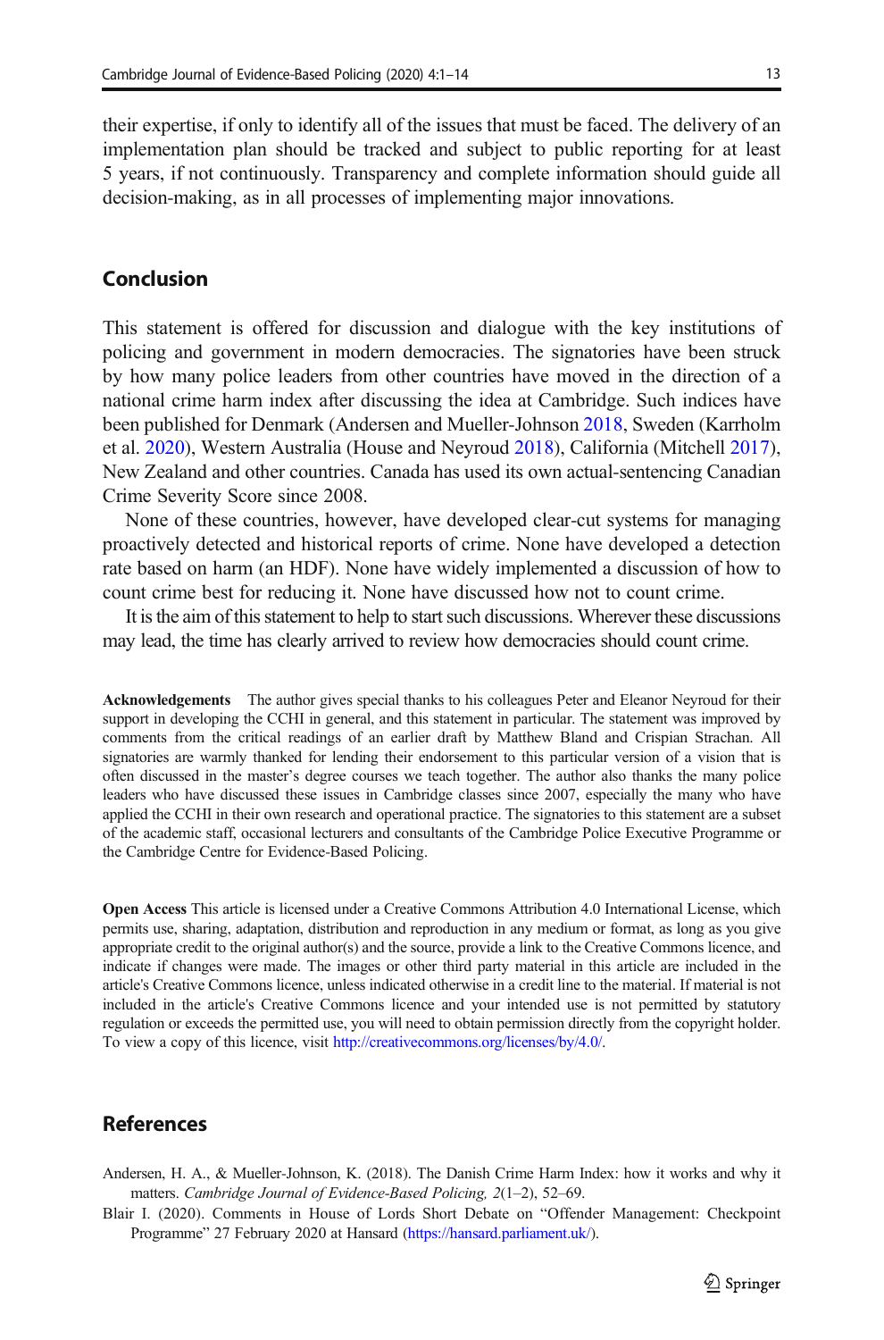their expertise, if only to identify all of the issues that must be faced. The delivery of an implementation plan should be tracked and subject to public reporting for at least 5 years, if not continuously. Transparency and complete information should guide all decision-making, as in all processes of implementing major innovations.

## Conclusion

This statement is offered for discussion and dialogue with the key institutions of policing and government in modern democracies. The signatories have been struck by how many police leaders from other countries have moved in the direction of a national crime harm index after discussing the idea at Cambridge. Such indices have been published for Denmark (Andersen and Mueller-Johnson 2018, Sweden (Karrholm et al. 2020), Western Australia (House and Neyroud 2018), California (Mitchell 2017), New Zealand and other countries. Canada has used its own actual-sentencing Canadian Crime Severity Score since 2008.

None of these countries, however, have developed clear-cut systems for managing proactively detected and historical reports of crime. None have developed a detection rate based on harm (an HDF). None have widely implemented a discussion of how to count crime best for reducing it. None have discussed how not to count crime.

It is the aim of this statement to help to start such discussions. Wherever these discussions may lead, the time has clearly arrived to review how democracies should count crime.

**Acknowledgements** The author gives special thanks to his colleagues Peter and Eleanor Neyroud for their support in developing the CCHI in general, and this statement in particular. The statement was improved by comments from the critical readings of an earlier draft by Matthew Bland and Crispian Strachan. All signatories are warmly thanked for lending their endorsement to this particular version of a vision that is often discussed in the master's degree courses we teach together. The author also thanks the many police leaders who have discussed these issues in Cambridge classes since 2007, especially the many who have applied the CCHI in their own research and operational practice. The signatories to this statement are a subset of the academic staff, occasional lecturers and consultants of the Cambridge Police Executive Programme or the Cambridge Centre for Evidence-Based Policing.

**Open Access** This article is licensed under a Creative Commons Attribution 4.0 International License, which permits use, sharing, adaptation, distribution and reproduction in any medium or format, as long as you give appropriate credit to the original author(s) and the source, provide a link to the Creative Commons licence, and indicate if changes were made. The images or other third party material in this article are included in the article's Creative Commons licence, unless indicated otherwise in a credit line to the material. If material is not included in the article's Creative Commons licence and your intended use is not permitted by statutory regulation or exceeds the permitted use, you will need to obtain permission directly from the copyright holder. To view a copy of this licence, visit http://creativecommons.org/licenses/by/4.0/.

## References

Andersen, H. A., & Mueller-Johnson, K. (2018). The Danish Crime Harm Index: how it works and why it matters. *Cambridge Journal of Evidence-Based Policing, 2*(1–2), 52–69.

Blair I. (2020). Comments in House of Lords Short Debate on "Offender Management: Checkpoint Programme" 27 February 2020 at Hansard (https://hansard.parliament.uk/).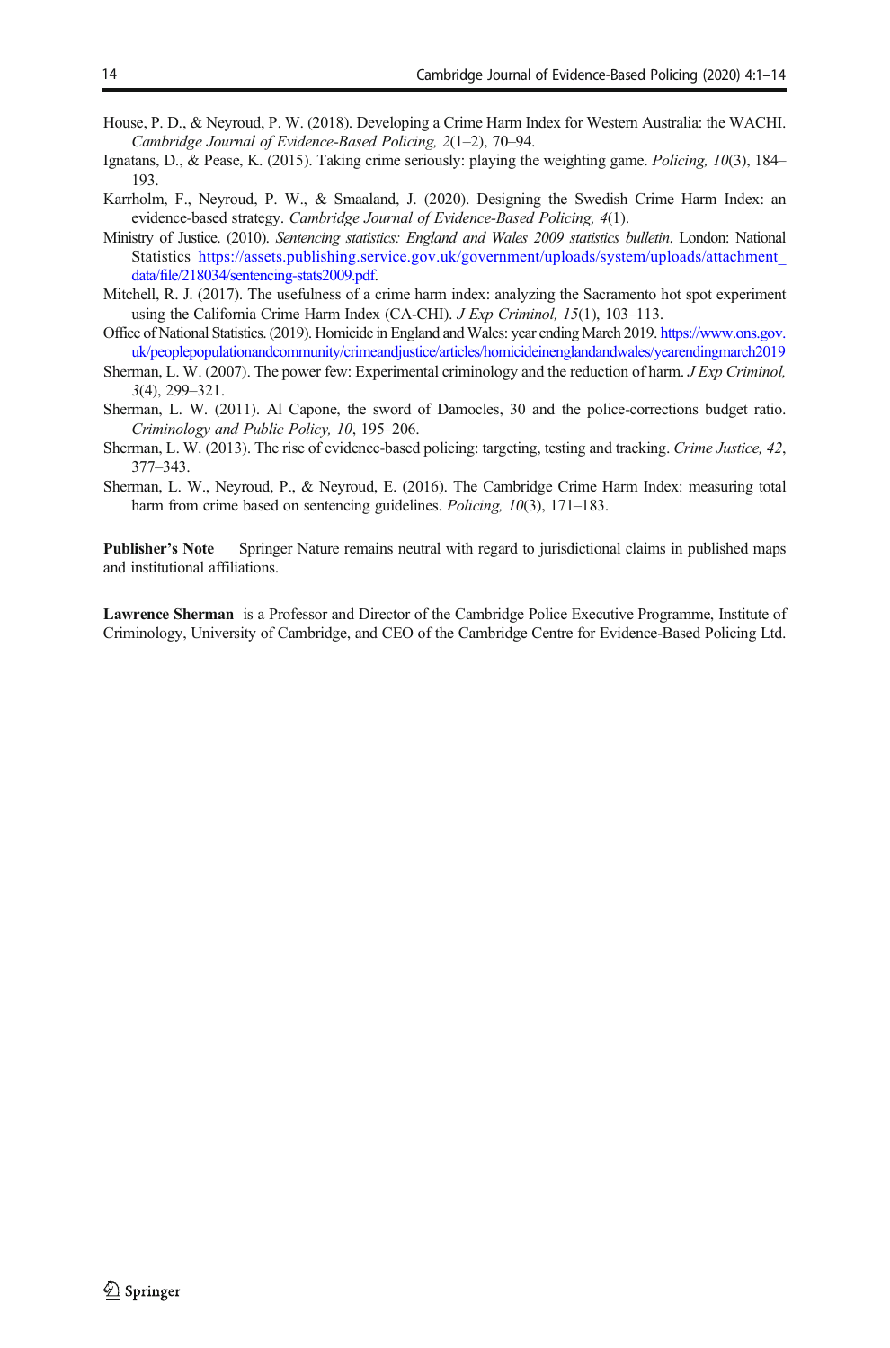House, P. D., & Neyroud, P. W. (2018). Developing a Crime Harm Index for Western Australia: the WACHI. *Cambridge Journal of Evidence-Based Policing, 2*(1–2), 70–94.

Ignatans, D., & Pease, K. (2015). Taking crime seriously: playing the weighting game. *Policing, 10*(3), 184–193.

Karrholm, F., Neyroud, P. W., & Smaaland, J. (2020). Designing the Swedish Crime Harm Index: an evidence-based strategy. *Cambridge Journal of Evidence-Based Policing, 4*(1).

Ministry of Justice. (2010). *Sentencing statistics: England and Wales 2009 statistics bulletin*. London: National Statistics https://assets.publishing.service.gov.uk/government/uploads/system/uploads/attachment_data/file/218034/sentencing-stats2009.pdf.

Mitchell, R. J. (2017). The usefulness of a crime harm index: analyzing the Sacramento hot spot experiment using the California Crime Harm Index (CA-CHI). *J Exp Criminol, 15*(1), 103–113.

Office of National Statistics. (2019). Homicide in England and Wales: year ending March 2019. https://www.ons.gov.uk/peoplepopulationandcommunity/crimeandjustice/articles/homicideinenglandandwales/yearendingmarch2019

Sherman, L. W. (2007). The power few: Experimental criminology and the reduction of harm. *J Exp Criminol, 3*(4), 299–321.

Sherman, L. W. (2011). Al Capone, the sword of Damocles, 30 and the police-corrections budget ratio. *Criminology and Public Policy, 10*, 195–206.

Sherman, L. W. (2013). The rise of evidence-based policing: targeting, testing and tracking. *Crime Justice, 42*, 377–343.

Sherman, L. W., Neyroud, P., & Neyroud, E. (2016). The Cambridge Crime Harm Index: measuring total harm from crime based on sentencing guidelines. *Policing, 10*(3), 171–183.

**Publisher's Note** Springer Nature remains neutral with regard to jurisdictional claims in published maps and institutional affiliations.

**Lawrence Sherman** is a Professor and Director of the Cambridge Police Executive Programme, Institute of Criminology, University of Cambridge, and CEO of the Cambridge Centre for Evidence-Based Policing Ltd.